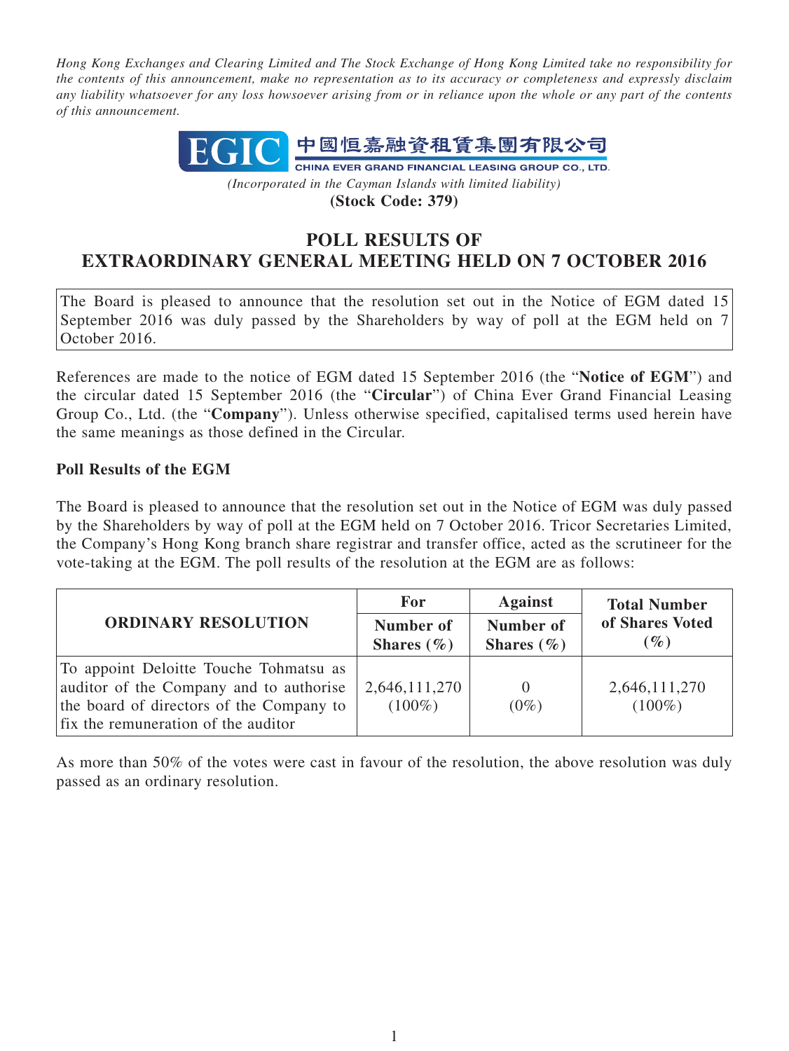*Hong Kong Exchanges and Clearing Limited and The Stock Exchange of Hong Kong Limited take no responsibility for the contents of this announcement, make no representation as to its accuracy or completeness and expressly disclaim any liability whatsoever for any loss howsoever arising from or in reliance upon the whole or any part of the contents of this announcement.*

**EGIC 中國恒嘉融資租賃集團有限公司**
**CHINA EVER GRAND FINANCIAL LEASING GROUP CO., LTD.**

*(Incorporated in the Cayman Islands with limited liability)*
**(Stock Code: 379)**

# POLL RESULTS OF EXTRAORDINARY GENERAL MEETING HELD ON 7 OCTOBER 2016

The Board is pleased to announce that the resolution set out in the Notice of EGM dated 15 September 2016 was duly passed by the Shareholders by way of poll at the EGM held on 7 October 2016.

References are made to the notice of EGM dated 15 September 2016 (the "**Notice of EGM**") and the circular dated 15 September 2016 (the "**Circular**") of China Ever Grand Financial Leasing Group Co., Ltd. (the "**Company**"). Unless otherwise specified, capitalised terms used herein have the same meanings as those defined in the Circular.

**Poll Results of the EGM**

The Board is pleased to announce that the resolution set out in the Notice of EGM was duly passed by the Shareholders by way of poll at the EGM held on 7 October 2016. Tricor Secretaries Limited, the Company's Hong Kong branch share registrar and transfer office, acted as the scrutineer for the vote-taking at the EGM. The poll results of the resolution at the EGM are as follows:

| ORDINARY RESOLUTION | For | Against | Total Number of Shares Voted (%) |
|---|---|---|---|
| | Number of Shares (%) | Number of Shares (%) | |
| To appoint Deloitte Touche Tohmatsu as auditor of the Company and to authorise the board of directors of the Company to fix the remuneration of the auditor | 2,646,111,270 (100%) | 0 (0%) | 2,646,111,270 (100%) |

As more than 50% of the votes were cast in favour of the resolution, the above resolution was duly passed as an ordinary resolution.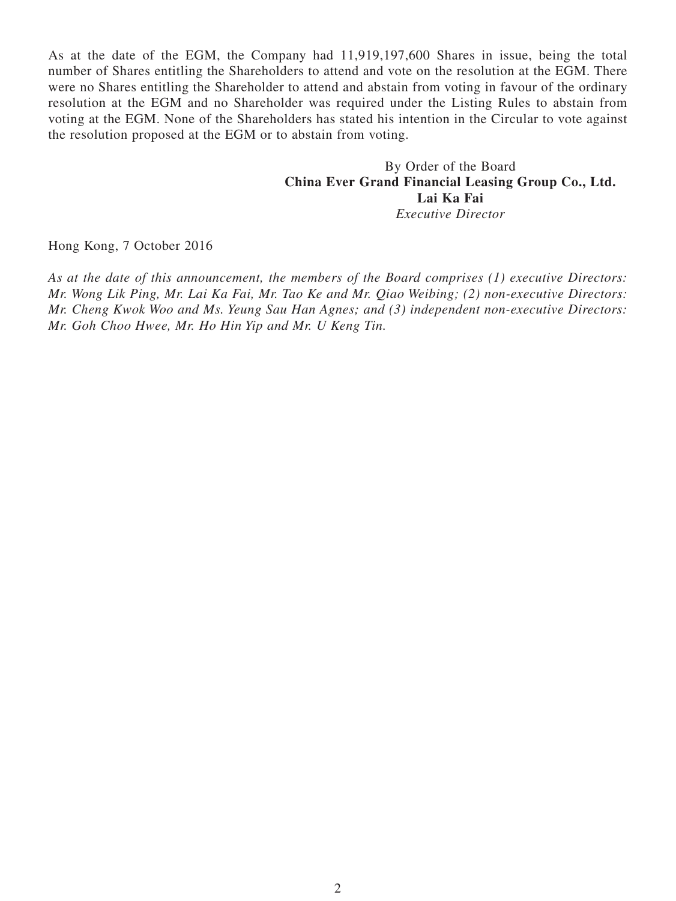As at the date of the EGM, the Company had 11,919,197,600 Shares in issue, being the total number of Shares entitling the Shareholders to attend and vote on the resolution at the EGM. There were no Shares entitling the Shareholder to attend and abstain from voting in favour of the ordinary resolution at the EGM and no Shareholder was required under the Listing Rules to abstain from voting at the EGM. None of the Shareholders has stated his intention in the Circular to vote against the resolution proposed at the EGM or to abstain from voting.

By Order of the Board
**China Ever Grand Financial Leasing Group Co., Ltd.**
**Lai Ka Fai**
*Executive Director*

Hong Kong, 7 October 2016

*As at the date of this announcement, the members of the Board comprises (1) executive Directors: Mr. Wong Lik Ping, Mr. Lai Ka Fai, Mr. Tao Ke and Mr. Qiao Weibing; (2) non-executive Directors: Mr. Cheng Kwok Woo and Ms. Yeung Sau Han Agnes; and (3) independent non-executive Directors: Mr. Goh Choo Hwee, Mr. Ho Hin Yip and Mr. U Keng Tin.*